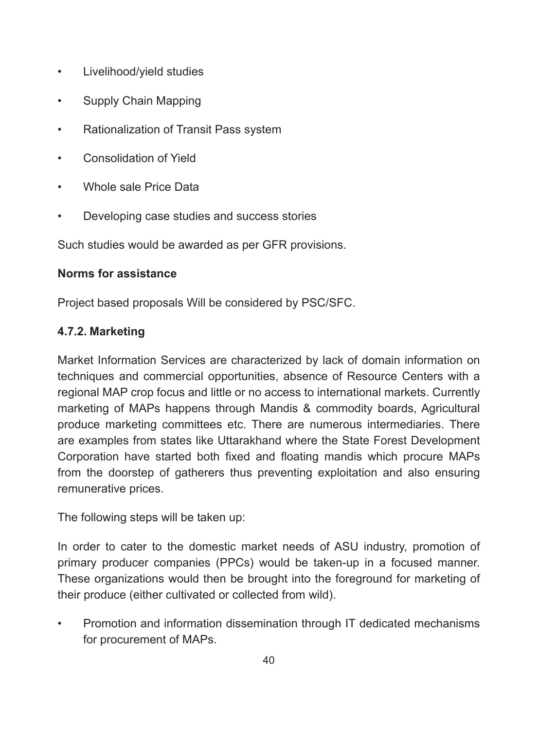- Livelihood/yield studies
- Supply Chain Mapping
- Rationalization of Transit Pass system
- Consolidation of Yield
- Whole sale Price Data
- Developing case studies and success stories

Such studies would be awarded as per GFR provisions.

**Norms for assistance**

Project based proposals Will be considered by PSC/SFC.

### 4.7.2. Marketing

Market Information Services are characterized by lack of domain information on techniques and commercial opportunities, absence of Resource Centers with a regional MAP crop focus and little or no access to international markets. Currently marketing of MAPs happens through Mandis & commodity boards, Agricultural produce marketing committees etc. There are numerous intermediaries. There are examples from states like Uttarakhand where the State Forest Development Corporation have started both fixed and floating mandis which procure MAPs from the doorstep of gatherers thus preventing exploitation and also ensuring remunerative prices.

The following steps will be taken up:

In order to cater to the domestic market needs of ASU industry, promotion of primary producer companies (PPCs) would be taken-up in a focused manner. These organizations would then be brought into the foreground for marketing of their produce (either cultivated or collected from wild).

- Promotion and information dissemination through IT dedicated mechanisms for procurement of MAPs.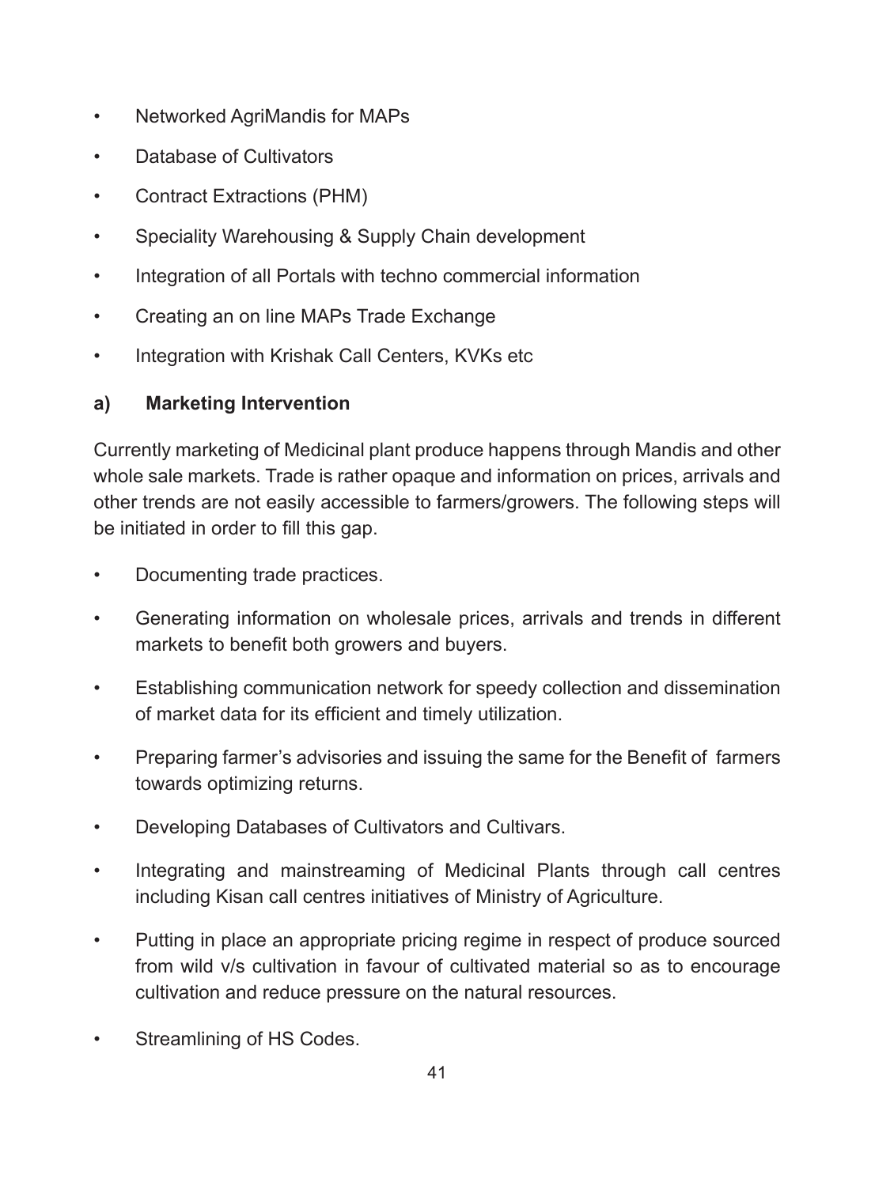- Networked AgriMandis for MAPs
- Database of Cultivators
- Contract Extractions (PHM)
- Speciality Warehousing & Supply Chain development
- Integration of all Portals with techno commercial information
- Creating an on line MAPs Trade Exchange
- Integration with Krishak Call Centers, KVKs etc

**a) Marketing Intervention**

Currently marketing of Medicinal plant produce happens through Mandis and other whole sale markets. Trade is rather opaque and information on prices, arrivals and other trends are not easily accessible to farmers/growers. The following steps will be initiated in order to fill this gap.

- Documenting trade practices.
- Generating information on wholesale prices, arrivals and trends in different markets to benefit both growers and buyers.
- Establishing communication network for speedy collection and dissemination of market data for its efficient and timely utilization.
- Preparing farmer's advisories and issuing the same for the Benefit of farmers towards optimizing returns.
- Developing Databases of Cultivators and Cultivars.
- Integrating and mainstreaming of Medicinal Plants through call centres including Kisan call centres initiatives of Ministry of Agriculture.
- Putting in place an appropriate pricing regime in respect of produce sourced from wild v/s cultivation in favour of cultivated material so as to encourage cultivation and reduce pressure on the natural resources.
- Streamlining of HS Codes.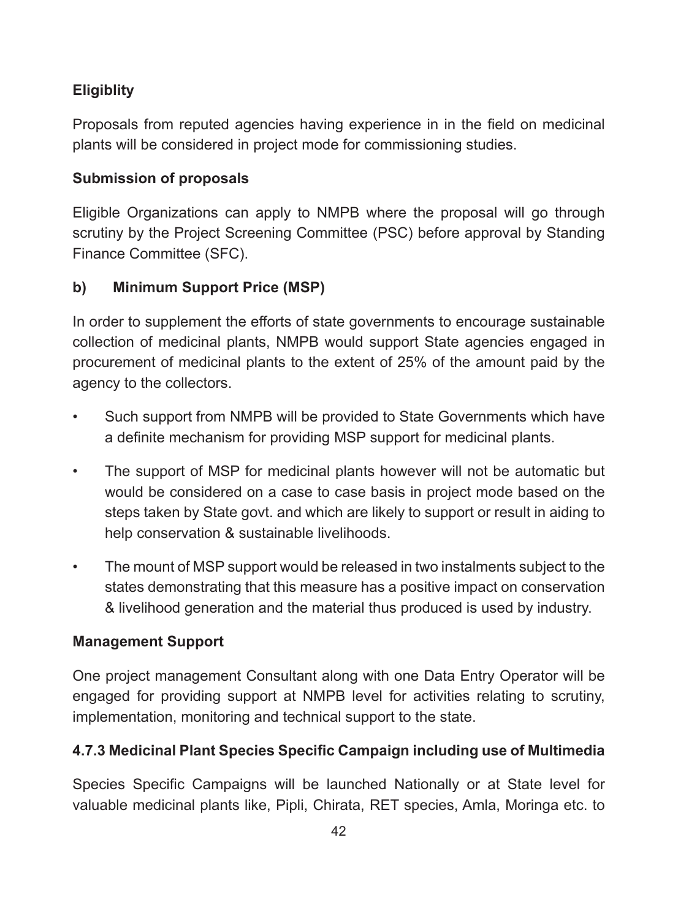**Eligiblity**

Proposals from reputed agencies having experience in in the field on medicinal plants will be considered in project mode for commissioning studies.

**Submission of proposals**

Eligible Organizations can apply to NMPB where the proposal will go through scrutiny by the Project Screening Committee (PSC) before approval by Standing Finance Committee (SFC).

**b) Minimum Support Price (MSP)**

In order to supplement the efforts of state governments to encourage sustainable collection of medicinal plants, NMPB would support State agencies engaged in procurement of medicinal plants to the extent of 25% of the amount paid by the agency to the collectors.

- Such support from NMPB will be provided to State Governments which have a definite mechanism for providing MSP support for medicinal plants.
- The support of MSP for medicinal plants however will not be automatic but would be considered on a case to case basis in project mode based on the steps taken by State govt. and which are likely to support or result in aiding to help conservation & sustainable livelihoods.
- The mount of MSP support would be released in two instalments subject to the states demonstrating that this measure has a positive impact on conservation & livelihood generation and the material thus produced is used by industry.

**Management Support**

One project management Consultant along with one Data Entry Operator will be engaged for providing support at NMPB level for activities relating to scrutiny, implementation, monitoring and technical support to the state.

**4.7.3 Medicinal Plant Species Specific Campaign including use of Multimedia**

Species Specific Campaigns will be launched Nationally or at State level for valuable medicinal plants like, Pipli, Chirata, RET species, Amla, Moringa etc. to